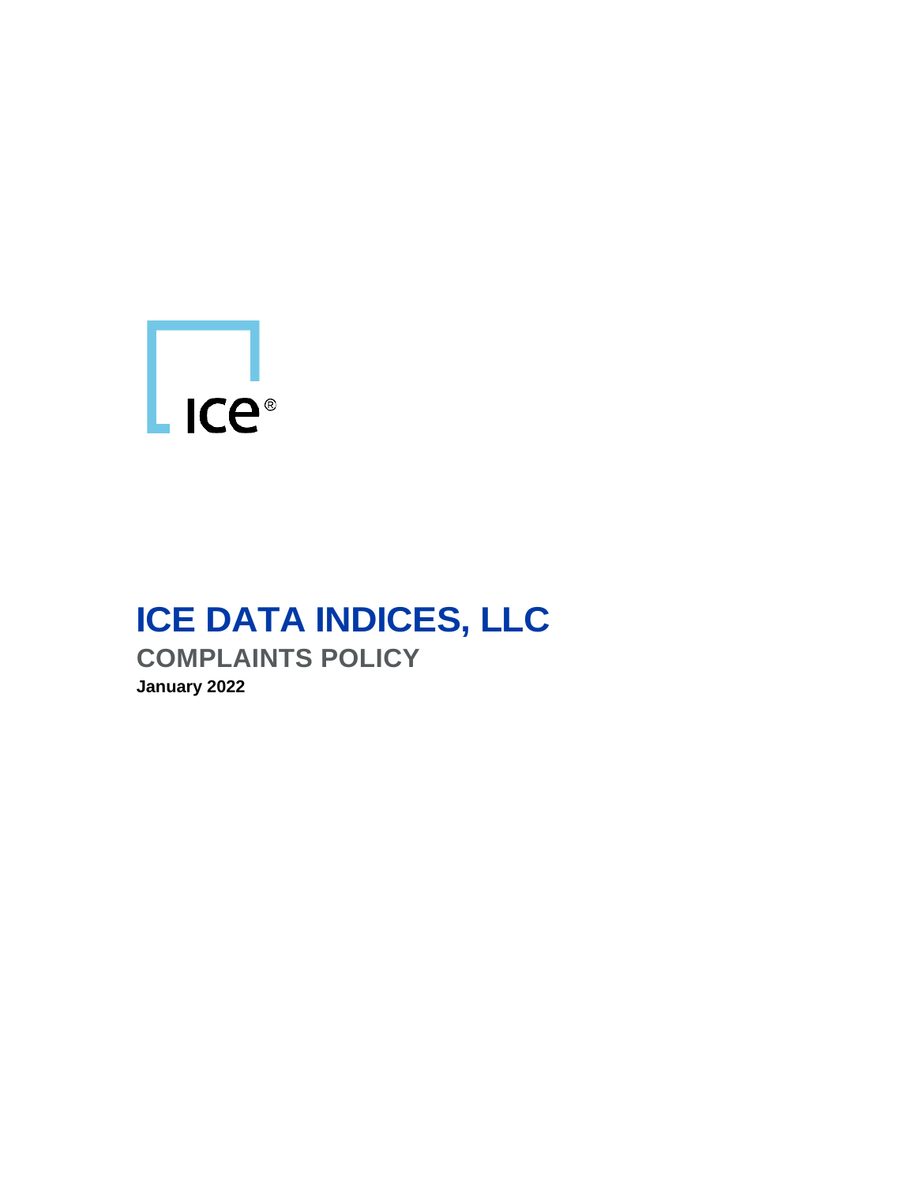# ICE DATA INDICES, LLC

## COMPLAINTS POLICY

**January 2022**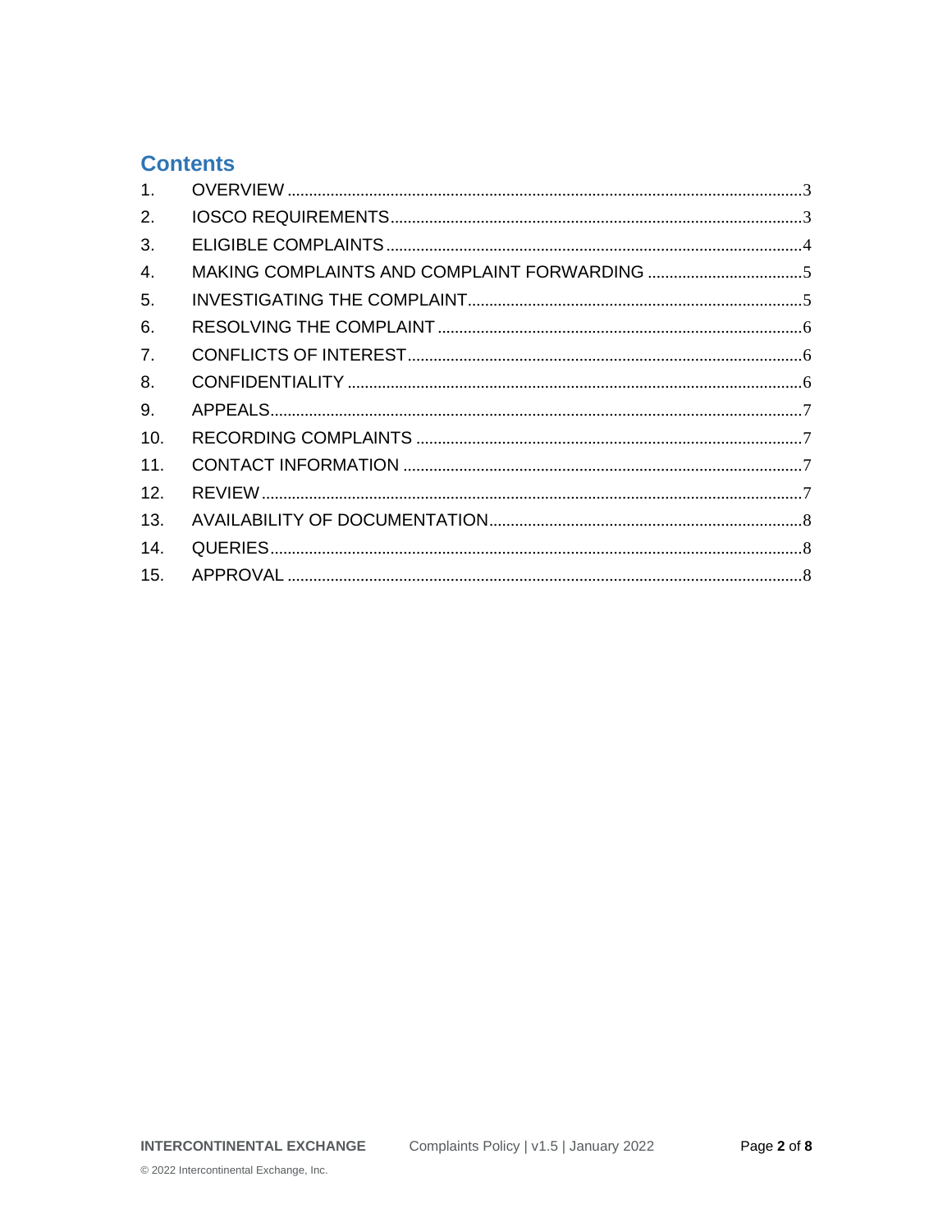## Contents

1. OVERVIEW ........................................................................................................ 3
2. IOSCO REQUIREMENTS ............................................................................... 3
3. ELIGIBLE COMPLAINTS ................................................................................ 4
4. MAKING COMPLAINTS AND COMPLAINT FORWARDING .................................... 5
5. INVESTIGATING THE COMPLAINT .............................................................. 5
6. RESOLVING THE COMPLAINT ..................................................................... 6
7. CONFLICTS OF INTEREST ........................................................................... 6
8. CONFIDENTIALITY ......................................................................................... 6
9. APPEALS ........................................................................................................... 7
10. RECORDING COMPLAINTS ......................................................................... 7
11. CONTACT INFORMATION ............................................................................ 7
12. REVIEW ............................................................................................................ 7
13. AVAILABILITY OF DOCUMENTATION ......................................................... 8
14. QUERIES ........................................................................................................... 8
15. APPROVAL ....................................................................................................... 8

© 2022 Intercontinental Exchange, Inc.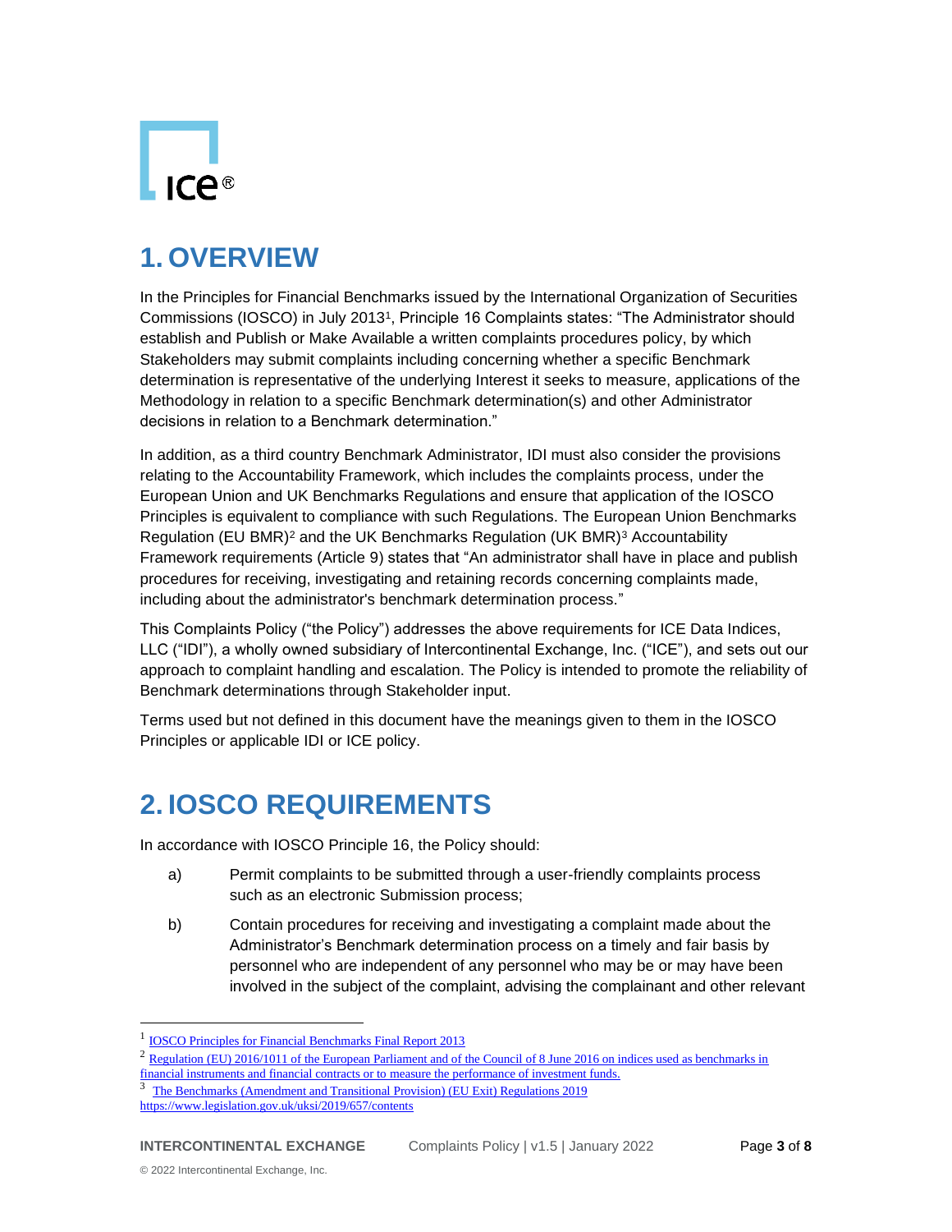# 1. OVERVIEW

In the Principles for Financial Benchmarks issued by the International Organization of Securities Commissions (IOSCO) in July 2013[1], Principle 16 Complaints states: "The Administrator should establish and Publish or Make Available a written complaints procedures policy, by which Stakeholders may submit complaints including concerning whether a specific Benchmark determination is representative of the underlying Interest it seeks to measure, applications of the Methodology in relation to a specific Benchmark determination(s) and other Administrator decisions in relation to a Benchmark determination."

In addition, as a third country Benchmark Administrator, IDI must also consider the provisions relating to the Accountability Framework, which includes the complaints process, under the European Union and UK Benchmarks Regulations and ensure that application of the IOSCO Principles is equivalent to compliance with such Regulations. The European Union Benchmarks Regulation (EU BMR)[2] and the UK Benchmarks Regulation (UK BMR)[3] Accountability Framework requirements (Article 9) states that "An administrator shall have in place and publish procedures for receiving, investigating and retaining records concerning complaints made, including about the administrator's benchmark determination process."

This Complaints Policy ("the Policy") addresses the above requirements for ICE Data Indices, LLC ("IDI"), a wholly owned subsidiary of Intercontinental Exchange, Inc. ("ICE"), and sets out our approach to complaint handling and escalation. The Policy is intended to promote the reliability of Benchmark determinations through Stakeholder input.

Terms used but not defined in this document have the meanings given to them in the IOSCO Principles or applicable IDI or ICE policy.

# 2. IOSCO REQUIREMENTS

In accordance with IOSCO Principle 16, the Policy should:

a) Permit complaints to be submitted through a user-friendly complaints process such as an electronic Submission process;

b) Contain procedures for receiving and investigating a complaint made about the Administrator's Benchmark determination process on a timely and fair basis by personnel who are independent of any personnel who may be or may have been involved in the subject of the complaint, advising the complainant and other relevant

---

[1] IOSCO Principles for Financial Benchmarks Final Report 2013

[2] Regulation (EU) 2016/1011 of the European Parliament and of the Council of 8 June 2016 on indices used as benchmarks in financial instruments and financial contracts or to measure the performance of investment funds.

[3] The Benchmarks (Amendment and Transitional Provision) (EU Exit) Regulations 2019 https://www.legislation.gov.uk/uksi/2019/657/contents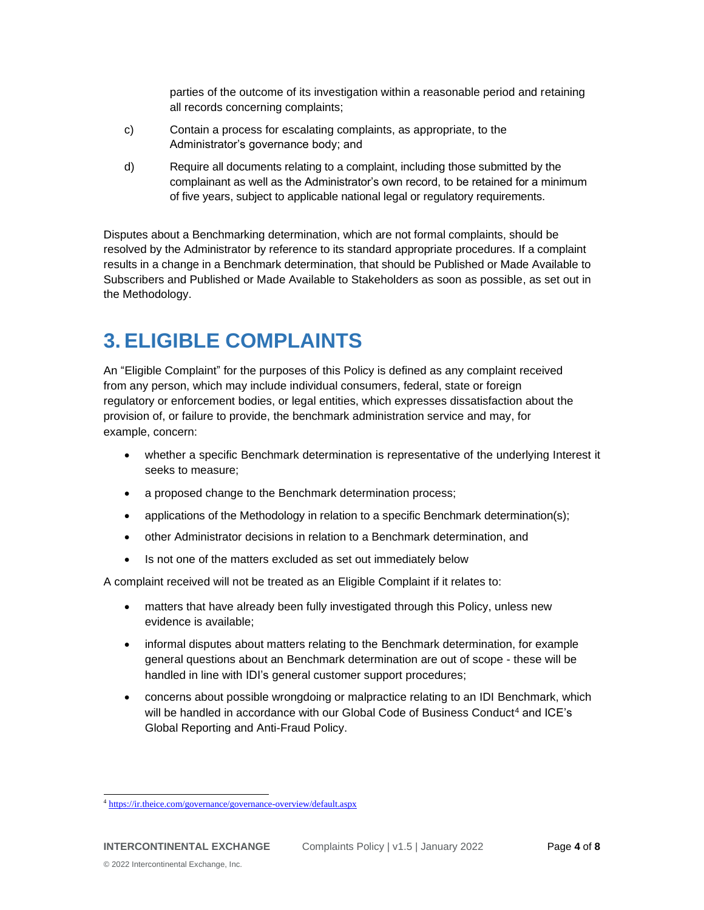parties of the outcome of its investigation within a reasonable period and retaining all records concerning complaints;

c) Contain a process for escalating complaints, as appropriate, to the Administrator's governance body; and

d) Require all documents relating to a complaint, including those submitted by the complainant as well as the Administrator's own record, to be retained for a minimum of five years, subject to applicable national legal or regulatory requirements.

Disputes about a Benchmarking determination, which are not formal complaints, should be resolved by the Administrator by reference to its standard appropriate procedures. If a complaint results in a change in a Benchmark determination, that should be Published or Made Available to Subscribers and Published or Made Available to Stakeholders as soon as possible, as set out in the Methodology.

# 3. ELIGIBLE COMPLAINTS

An "Eligible Complaint" for the purposes of this Policy is defined as any complaint received from any person, which may include individual consumers, federal, state or foreign regulatory or enforcement bodies, or legal entities, which expresses dissatisfaction about the provision of, or failure to provide, the benchmark administration service and may, for example, concern:

- whether a specific Benchmark determination is representative of the underlying Interest it seeks to measure;
- a proposed change to the Benchmark determination process;
- applications of the Methodology in relation to a specific Benchmark determination(s);
- other Administrator decisions in relation to a Benchmark determination, and
- Is not one of the matters excluded as set out immediately below

A complaint received will not be treated as an Eligible Complaint if it relates to:

- matters that have already been fully investigated through this Policy, unless new evidence is available;
- informal disputes about matters relating to the Benchmark determination, for example general questions about an Benchmark determination are out of scope - these will be handled in line with IDI's general customer support procedures;
- concerns about possible wrongdoing or malpractice relating to an IDI Benchmark, which will be handled in accordance with our Global Code of Business Conduct[4] and ICE's Global Reporting and Anti-Fraud Policy.

[4] https://ir.theice.com/governance/governance-overview/default.aspx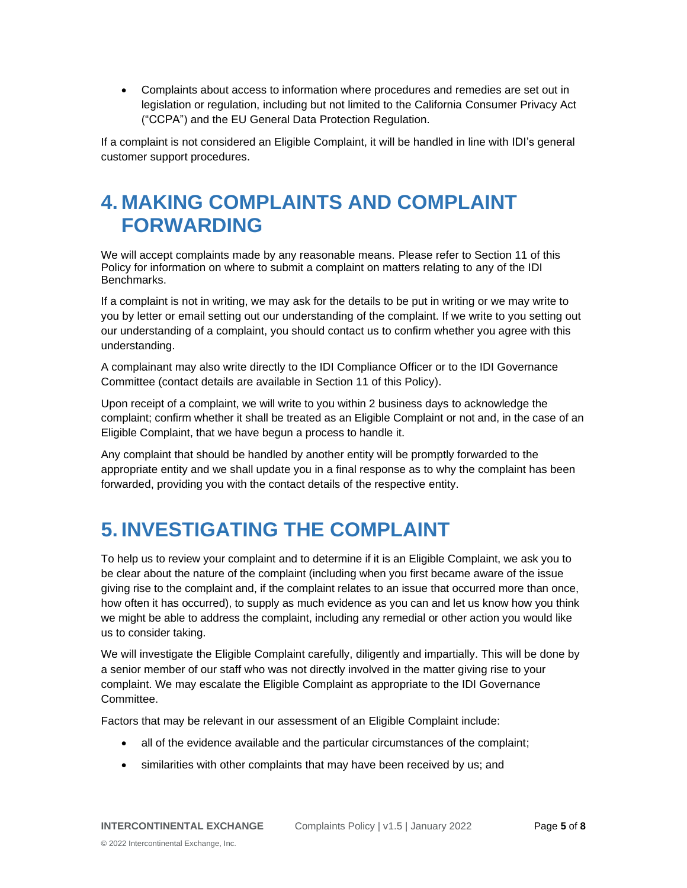- Complaints about access to information where procedures and remedies are set out in legislation or regulation, including but not limited to the California Consumer Privacy Act ("CCPA") and the EU General Data Protection Regulation.

If a complaint is not considered an Eligible Complaint, it will be handled in line with IDI's general customer support procedures.

# 4. MAKING COMPLAINTS AND COMPLAINT FORWARDING

We will accept complaints made by any reasonable means. Please refer to Section 11 of this Policy for information on where to submit a complaint on matters relating to any of the IDI Benchmarks.

If a complaint is not in writing, we may ask for the details to be put in writing or we may write to you by letter or email setting out our understanding of the complaint. If we write to you setting out our understanding of a complaint, you should contact us to confirm whether you agree with this understanding.

A complainant may also write directly to the IDI Compliance Officer or to the IDI Governance Committee (contact details are available in Section 11 of this Policy).

Upon receipt of a complaint, we will write to you within 2 business days to acknowledge the complaint; confirm whether it shall be treated as an Eligible Complaint or not and, in the case of an Eligible Complaint, that we have begun a process to handle it.

Any complaint that should be handled by another entity will be promptly forwarded to the appropriate entity and we shall update you in a final response as to why the complaint has been forwarded, providing you with the contact details of the respective entity.

# 5. INVESTIGATING THE COMPLAINT

To help us to review your complaint and to determine if it is an Eligible Complaint, we ask you to be clear about the nature of the complaint (including when you first became aware of the issue giving rise to the complaint and, if the complaint relates to an issue that occurred more than once, how often it has occurred), to supply as much evidence as you can and let us know how you think we might be able to address the complaint, including any remedial or other action you would like us to consider taking.

We will investigate the Eligible Complaint carefully, diligently and impartially. This will be done by a senior member of our staff who was not directly involved in the matter giving rise to your complaint. We may escalate the Eligible Complaint as appropriate to the IDI Governance Committee.

Factors that may be relevant in our assessment of an Eligible Complaint include:

- all of the evidence available and the particular circumstances of the complaint;
- similarities with other complaints that may have been received by us; and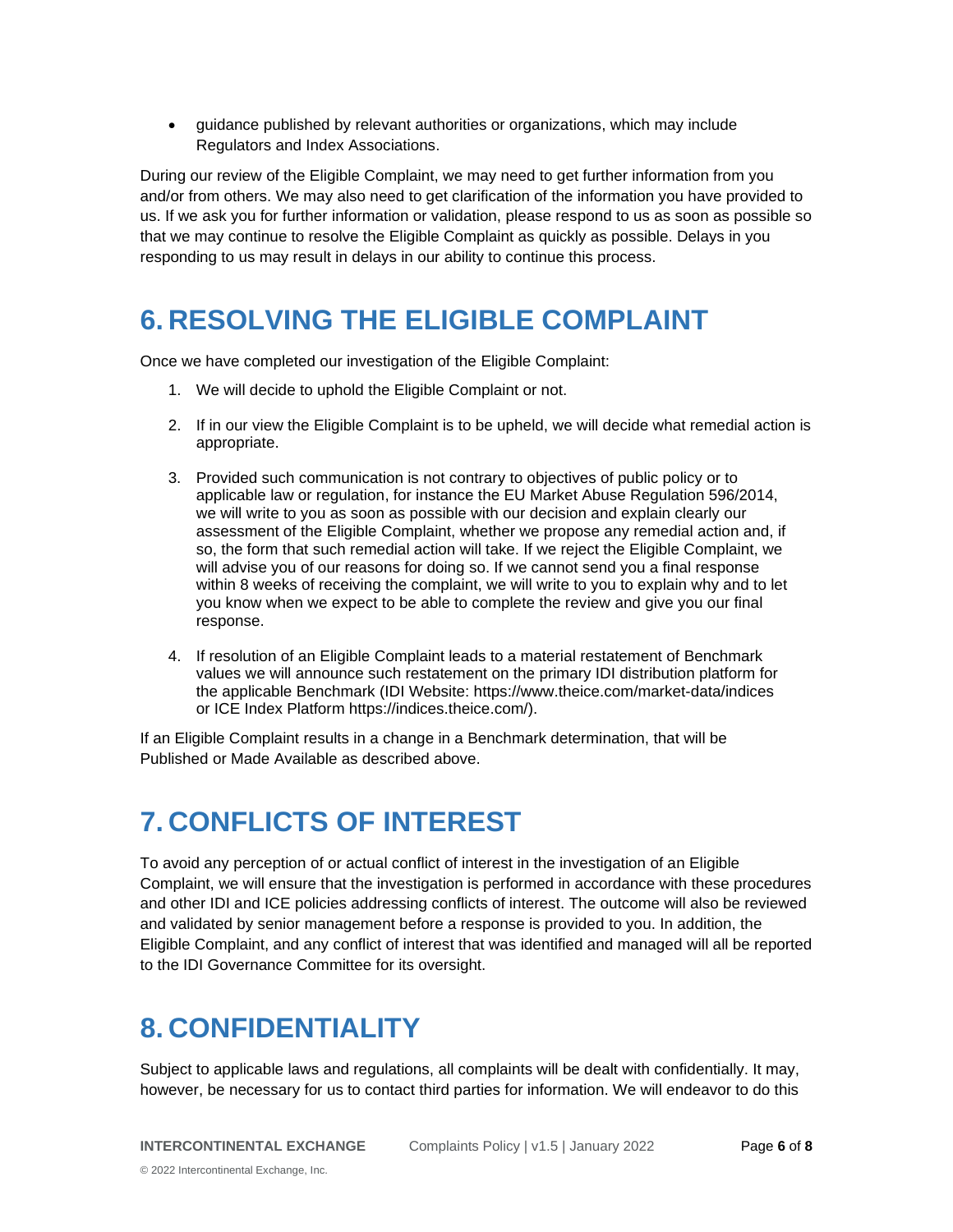- guidance published by relevant authorities or organizations, which may include Regulators and Index Associations.

During our review of the Eligible Complaint, we may need to get further information from you and/or from others. We may also need to get clarification of the information you have provided to us. If we ask you for further information or validation, please respond to us as soon as possible so that we may continue to resolve the Eligible Complaint as quickly as possible. Delays in you responding to us may result in delays in our ability to continue this process.

# 6. RESOLVING THE ELIGIBLE COMPLAINT

Once we have completed our investigation of the Eligible Complaint:

1. We will decide to uphold the Eligible Complaint or not.
2. If in our view the Eligible Complaint is to be upheld, we will decide what remedial action is appropriate.
3. Provided such communication is not contrary to objectives of public policy or to applicable law or regulation, for instance the EU Market Abuse Regulation 596/2014, we will write to you as soon as possible with our decision and explain clearly our assessment of the Eligible Complaint, whether we propose any remedial action and, if so, the form that such remedial action will take. If we reject the Eligible Complaint, we will advise you of our reasons for doing so. If we cannot send you a final response within 8 weeks of receiving the complaint, we will write to you to explain why and to let you know when we expect to be able to complete the review and give you our final response.
4. If resolution of an Eligible Complaint leads to a material restatement of Benchmark values we will announce such restatement on the primary IDI distribution platform for the applicable Benchmark (IDI Website: https://www.theice.com/market-data/indices or ICE Index Platform https://indices.theice.com/).

If an Eligible Complaint results in a change in a Benchmark determination, that will be Published or Made Available as described above.

# 7. CONFLICTS OF INTEREST

To avoid any perception of or actual conflict of interest in the investigation of an Eligible Complaint, we will ensure that the investigation is performed in accordance with these procedures and other IDI and ICE policies addressing conflicts of interest. The outcome will also be reviewed and validated by senior management before a response is provided to you. In addition, the Eligible Complaint, and any conflict of interest that was identified and managed will all be reported to the IDI Governance Committee for its oversight.

# 8. CONFIDENTIALITY

Subject to applicable laws and regulations, all complaints will be dealt with confidentially. It may, however, be necessary for us to contact third parties for information. We will endeavor to do this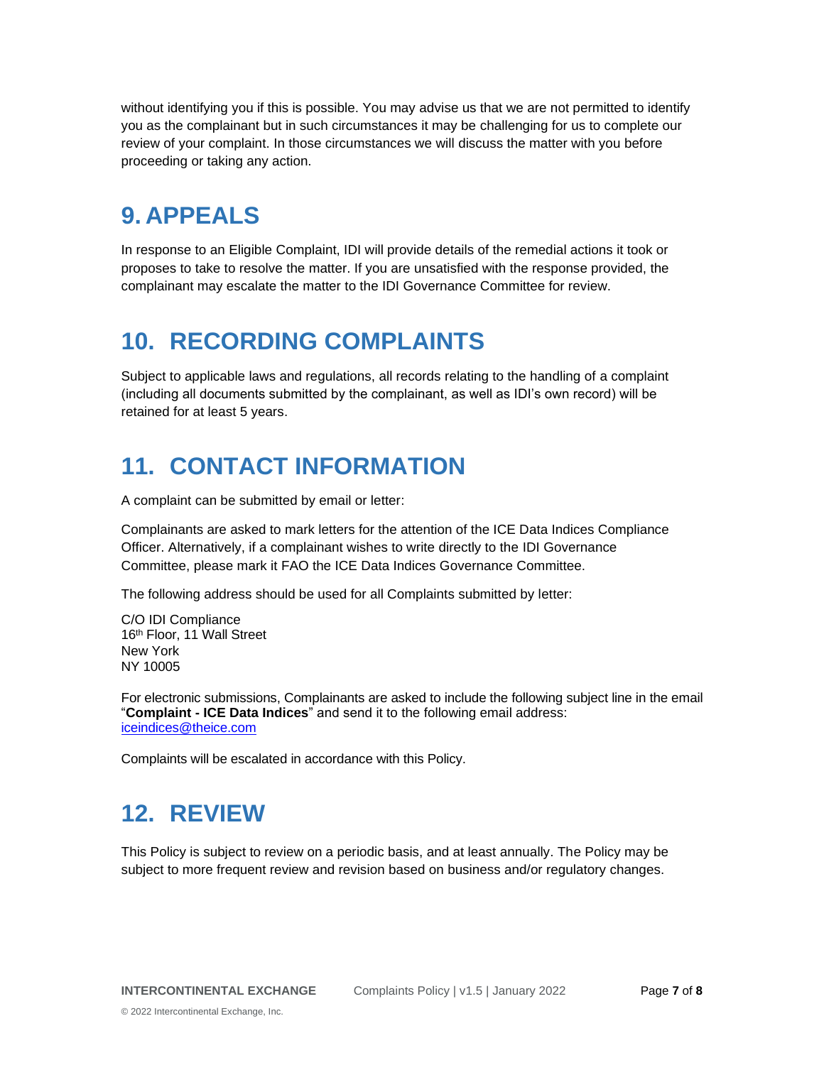without identifying you if this is possible. You may advise us that we are not permitted to identify you as the complainant but in such circumstances it may be challenging for us to complete our review of your complaint. In those circumstances we will discuss the matter with you before proceeding or taking any action.

# 9. APPEALS

In response to an Eligible Complaint, IDI will provide details of the remedial actions it took or proposes to take to resolve the matter. If you are unsatisfied with the response provided, the complainant may escalate the matter to the IDI Governance Committee for review.

# 10. RECORDING COMPLAINTS

Subject to applicable laws and regulations, all records relating to the handling of a complaint (including all documents submitted by the complainant, as well as IDI's own record) will be retained for at least 5 years.

# 11. CONTACT INFORMATION

A complaint can be submitted by email or letter:

Complainants are asked to mark letters for the attention of the ICE Data Indices Compliance Officer. Alternatively, if a complainant wishes to write directly to the IDI Governance Committee, please mark it FAO the ICE Data Indices Governance Committee.

The following address should be used for all Complaints submitted by letter:

C/O IDI Compliance  
16th Floor, 11 Wall Street  
New York  
NY 10005

For electronic submissions, Complainants are asked to include the following subject line in the email "**Complaint - ICE Data Indices**" and send it to the following email address: iceindices@theice.com

Complaints will be escalated in accordance with this Policy.

# 12. REVIEW

This Policy is subject to review on a periodic basis, and at least annually. The Policy may be subject to more frequent review and revision based on business and/or regulatory changes.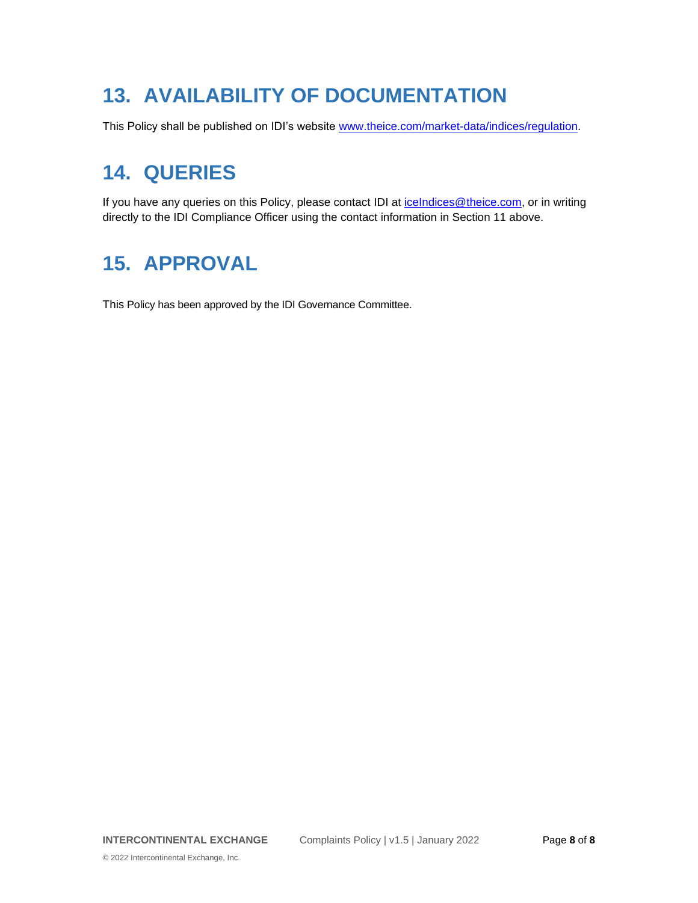## 13. AVAILABILITY OF DOCUMENTATION

This Policy shall be published on IDI's website www.theice.com/market-data/indices/regulation.

## 14. QUERIES

If you have any queries on this Policy, please contact IDI at iceIndices@theice.com, or in writing directly to the IDI Compliance Officer using the contact information in Section 11 above.

## 15. APPROVAL

This Policy has been approved by the IDI Governance Committee.